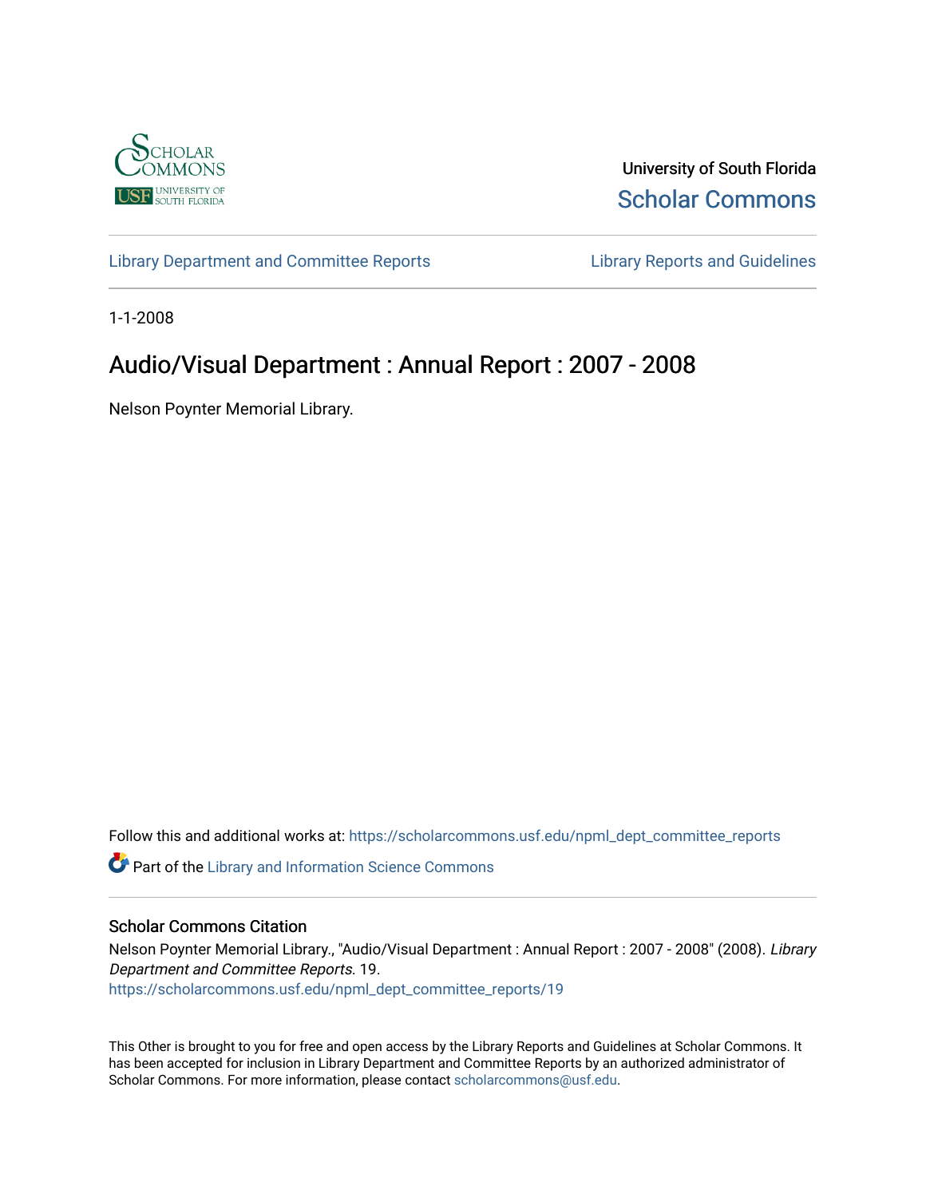University of South Florida
Scholar Commons

Library Department and Committee Reports

Library Reports and Guidelines

1-1-2008

# Audio/Visual Department : Annual Report : 2007 - 2008

Nelson Poynter Memorial Library.

Follow this and additional works at: https://scholarcommons.usf.edu/npml_dept_committee_reports

Part of the Library and Information Science Commons

## Scholar Commons Citation

Nelson Poynter Memorial Library., "Audio/Visual Department : Annual Report : 2007 - 2008" (2008). *Library Department and Committee Reports*. 19.
https://scholarcommons.usf.edu/npml_dept_committee_reports/19

This Other is brought to you for free and open access by the Library Reports and Guidelines at Scholar Commons. It has been accepted for inclusion in Library Department and Committee Reports by an authorized administrator of Scholar Commons. For more information, please contact scholarcommons@usf.edu.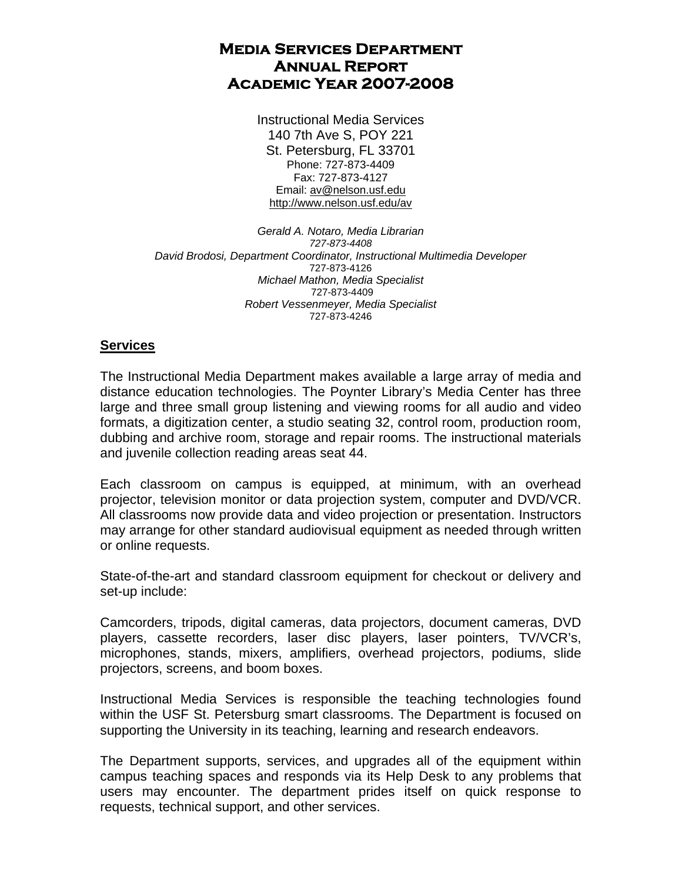# Media Services Department Annual Report Academic Year 2007-2008

Instructional Media Services
140 7th Ave S, POY 221
St. Petersburg, FL 33701
Phone: 727-873-4409
Fax: 727-873-4127
Email: av@nelson.usf.edu
http://www.nelson.usf.edu/av

*Gerald A. Notaro, Media Librarian*
*727-873-4408*
*David Brodosi, Department Coordinator, Instructional Multimedia Developer*
727-873-4126
*Michael Mathon, Media Specialist*
727-873-4409
*Robert Vessenmeyer, Media Specialist*
727-873-4246

## Services

The Instructional Media Department makes available a large array of media and distance education technologies. The Poynter Library's Media Center has three large and three small group listening and viewing rooms for all audio and video formats, a digitization center, a studio seating 32, control room, production room, dubbing and archive room, storage and repair rooms. The instructional materials and juvenile collection reading areas seat 44.

Each classroom on campus is equipped, at minimum, with an overhead projector, television monitor or data projection system, computer and DVD/VCR. All classrooms now provide data and video projection or presentation. Instructors may arrange for other standard audiovisual equipment as needed through written or online requests.

State-of-the-art and standard classroom equipment for checkout or delivery and set-up include:

Camcorders, tripods, digital cameras, data projectors, document cameras, DVD players, cassette recorders, laser disc players, laser pointers, TV/VCR's, microphones, stands, mixers, amplifiers, overhead projectors, podiums, slide projectors, screens, and boom boxes.

Instructional Media Services is responsible the teaching technologies found within the USF St. Petersburg smart classrooms. The Department is focused on supporting the University in its teaching, learning and research endeavors.

The Department supports, services, and upgrades all of the equipment within campus teaching spaces and responds via its Help Desk to any problems that users may encounter. The department prides itself on quick response to requests, technical support, and other services.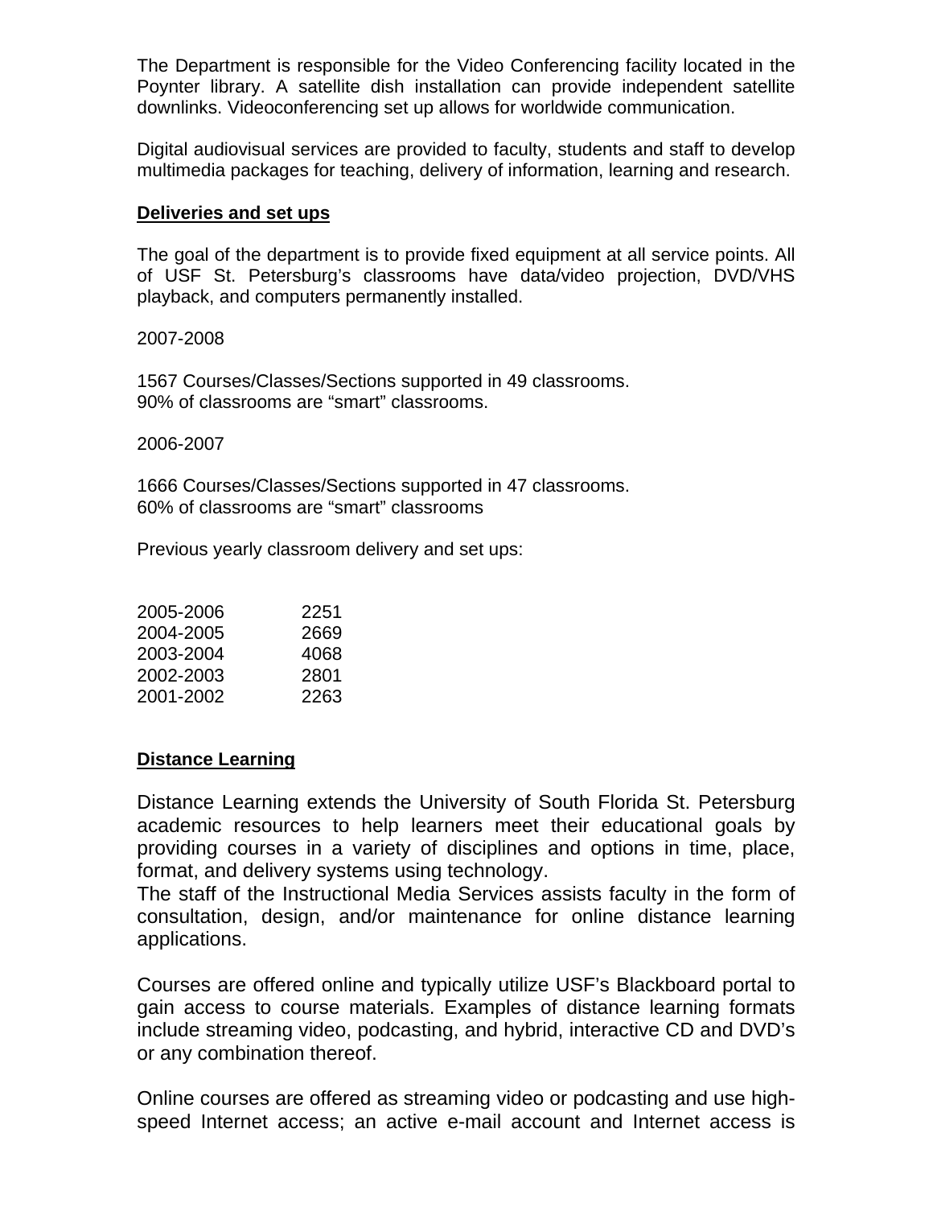The Department is responsible for the Video Conferencing facility located in the Poynter library. A satellite dish installation can provide independent satellite downlinks. Videoconferencing set up allows for worldwide communication.

Digital audiovisual services are provided to faculty, students and staff to develop multimedia packages for teaching, delivery of information, learning and research.

**Deliveries and set ups**

The goal of the department is to provide fixed equipment at all service points. All of USF St. Petersburg's classrooms have data/video projection, DVD/VHS playback, and computers permanently installed.

2007-2008

1567 Courses/Classes/Sections supported in 49 classrooms.
90% of classrooms are "smart" classrooms.

2006-2007

1666 Courses/Classes/Sections supported in 47 classrooms.
60% of classrooms are "smart" classrooms

Previous yearly classroom delivery and set ups:

| | |
|---|---|
| 2005-2006 | 2251 |
| 2004-2005 | 2669 |
| 2003-2004 | 4068 |
| 2002-2003 | 2801 |
| 2001-2002 | 2263 |

**Distance Learning**

Distance Learning extends the University of South Florida St. Petersburg academic resources to help learners meet their educational goals by providing courses in a variety of disciplines and options in time, place, format, and delivery systems using technology.
The staff of the Instructional Media Services assists faculty in the form of consultation, design, and/or maintenance for online distance learning applications.

Courses are offered online and typically utilize USF's Blackboard portal to gain access to course materials. Examples of distance learning formats include streaming video, podcasting, and hybrid, interactive CD and DVD's or any combination thereof.

Online courses are offered as streaming video or podcasting and use high-speed Internet access; an active e-mail account and Internet access is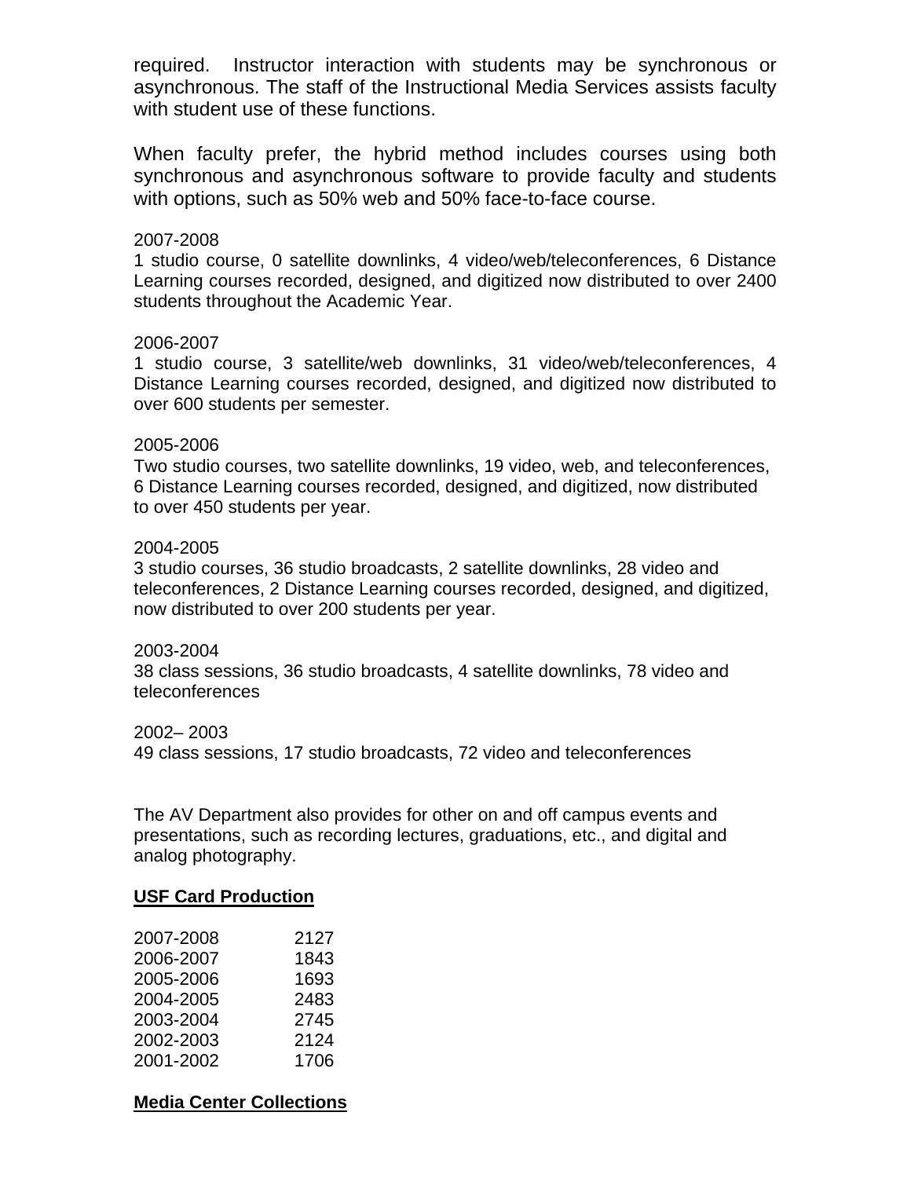required. Instructor interaction with students may be synchronous or asynchronous. The staff of the Instructional Media Services assists faculty with student use of these functions.

When faculty prefer, the hybrid method includes courses using both synchronous and asynchronous software to provide faculty and students with options, such as 50% web and 50% face-to-face course.

2007-2008
1 studio course, 0 satellite downlinks, 4 video/web/teleconferences, 6 Distance Learning courses recorded, designed, and digitized now distributed to over 2400 students throughout the Academic Year.

2006-2007
1 studio course, 3 satellite/web downlinks, 31 video/web/teleconferences, 4 Distance Learning courses recorded, designed, and digitized now distributed to over 600 students per semester.

2005-2006
Two studio courses, two satellite downlinks, 19 video, web, and teleconferences, 6 Distance Learning courses recorded, designed, and digitized, now distributed to over 450 students per year.

2004-2005
3 studio courses, 36 studio broadcasts, 2 satellite downlinks, 28 video and teleconferences, 2 Distance Learning courses recorded, designed, and digitized, now distributed to over 200 students per year.

2003-2004
38 class sessions, 36 studio broadcasts, 4 satellite downlinks, 78 video and teleconferences

2002– 2003
49 class sessions, 17 studio broadcasts, 72 video and teleconferences

The AV Department also provides for other on and off campus events and presentations, such as recording lectures, graduations, etc., and digital and analog photography.

**USF Card Production**

| | |
|---|---|
| 2007-2008 | 2127 |
| 2006-2007 | 1843 |
| 2005-2006 | 1693 |
| 2004-2005 | 2483 |
| 2003-2004 | 2745 |
| 2002-2003 | 2124 |
| 2001-2002 | 1706 |

**Media Center Collections**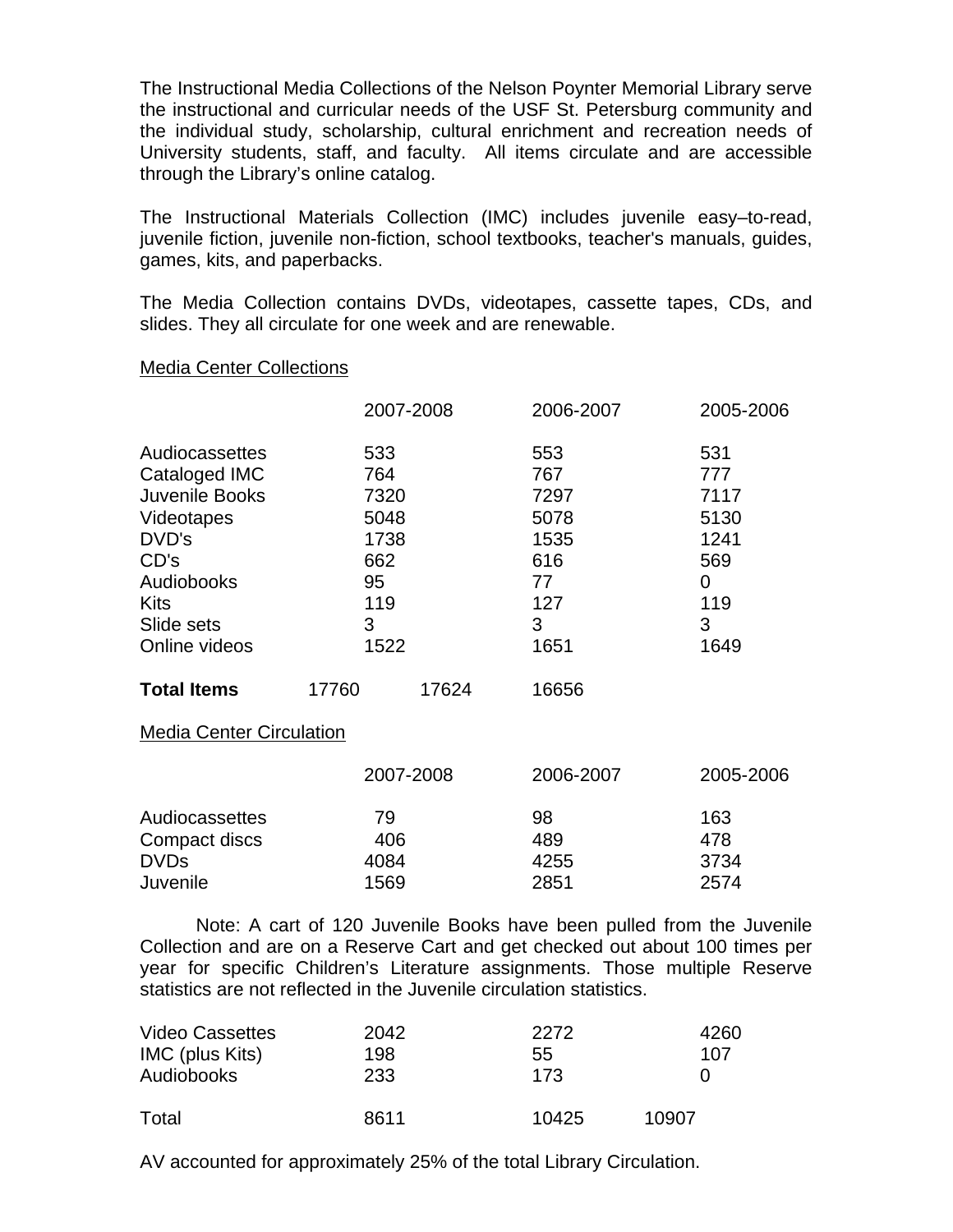The Instructional Media Collections of the Nelson Poynter Memorial Library serve the instructional and curricular needs of the USF St. Petersburg community and the individual study, scholarship, cultural enrichment and recreation needs of University students, staff, and faculty. All items circulate and are accessible through the Library's online catalog.

The Instructional Materials Collection (IMC) includes juvenile easy–to-read, juvenile fiction, juvenile non-fiction, school textbooks, teacher's manuals, guides, games, kits, and paperbacks.

The Media Collection contains DVDs, videotapes, cassette tapes, CDs, and slides. They all circulate for one week and are renewable.

Media Center Collections

| | 2007-2008 | 2006-2007 | 2005-2006 |
|---|---|---|---|
| Audiocassettes | 533 | 553 | 531 |
| Cataloged IMC | 764 | 767 | 777 |
| Juvenile Books | 7320 | 7297 | 7117 |
| Videotapes | 5048 | 5078 | 5130 |
| DVD's | 1738 | 1535 | 1241 |
| CD's | 662 | 616 | 569 |
| Audiobooks | 95 | 77 | 0 |
| Kits | 119 | 127 | 119 |
| Slide sets | 3 | 3 | 3 |
| Online videos | 1522 | 1651 | 1649 |
| **Total Items** | 17760 | 17624 | 16656 |

Media Center Circulation

| | 2007-2008 | 2006-2007 | 2005-2006 |
|---|---|---|---|
| Audiocassettes | 79 | 98 | 163 |
| Compact discs | 406 | 489 | 478 |
| DVDs | 4084 | 4255 | 3734 |
| Juvenile | 1569 | 2851 | 2574 |

Note: A cart of 120 Juvenile Books have been pulled from the Juvenile Collection and are on a Reserve Cart and get checked out about 100 times per year for specific Children's Literature assignments. Those multiple Reserve statistics are not reflected in the Juvenile circulation statistics.

| | 2007-2008 | 2006-2007 | 2005-2006 |
|---|---|---|---|
| Video Cassettes | 2042 | 2272 | 4260 |
| IMC (plus Kits) | 198 | 55 | 107 |
| Audiobooks | 233 | 173 | 0 |
| Total | 8611 | 10425 | 10907 |

AV accounted for approximately 25% of the total Library Circulation.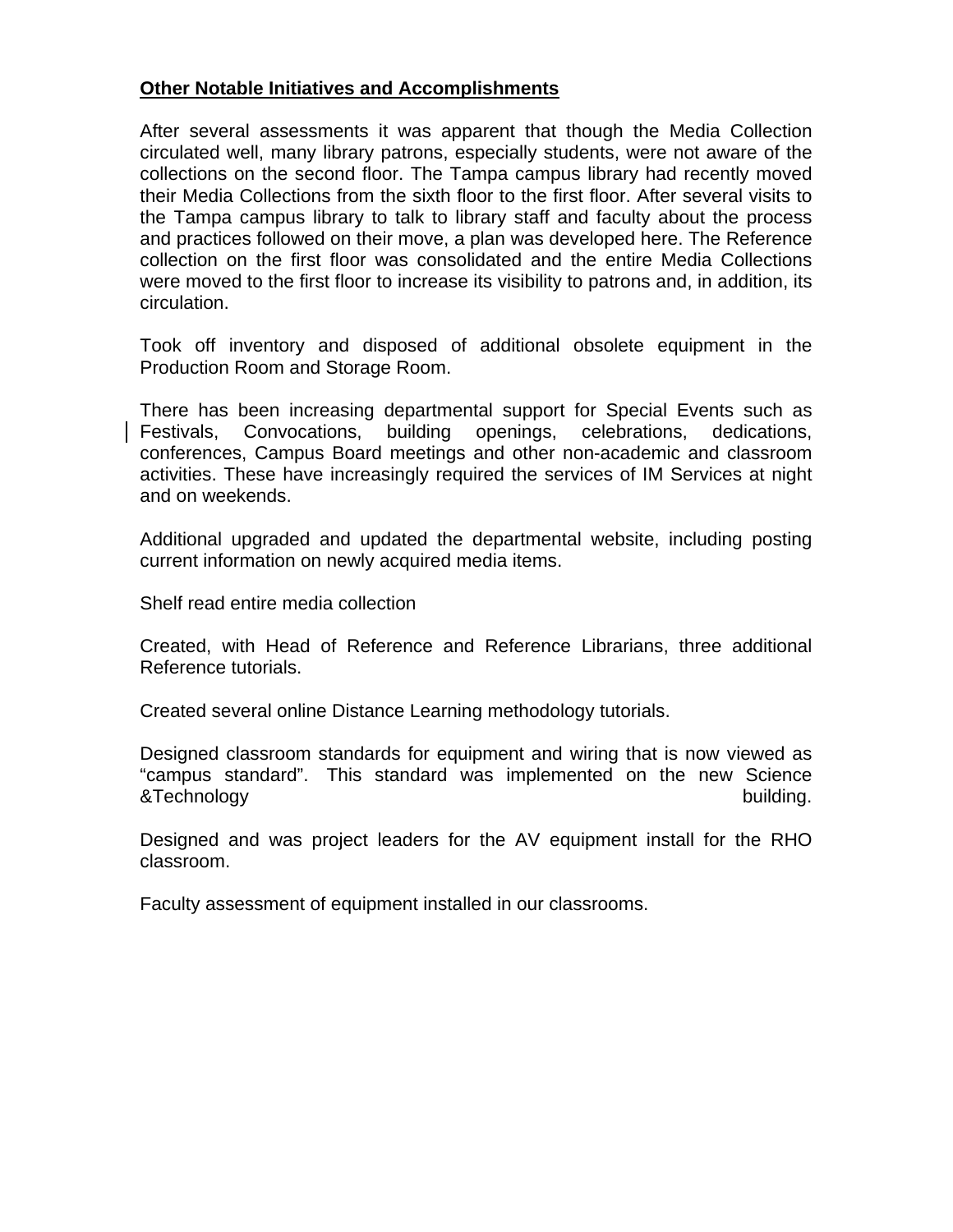**Other Notable Initiatives and Accomplishments**

After several assessments it was apparent that though the Media Collection circulated well, many library patrons, especially students, were not aware of the collections on the second floor. The Tampa campus library had recently moved their Media Collections from the sixth floor to the first floor. After several visits to the Tampa campus library to talk to library staff and faculty about the process and practices followed on their move, a plan was developed here. The Reference collection on the first floor was consolidated and the entire Media Collections were moved to the first floor to increase its visibility to patrons and, in addition, its circulation.

Took off inventory and disposed of additional obsolete equipment in the Production Room and Storage Room.

There has been increasing departmental support for Special Events such as Festivals, Convocations, building openings, celebrations, dedications, conferences, Campus Board meetings and other non-academic and classroom activities. These have increasingly required the services of IM Services at night and on weekends.

Additional upgraded and updated the departmental website, including posting current information on newly acquired media items.

Shelf read entire media collection

Created, with Head of Reference and Reference Librarians, three additional Reference tutorials.

Created several online Distance Learning methodology tutorials.

Designed classroom standards for equipment and wiring that is now viewed as "campus standard". This standard was implemented on the new Science &Technology building.

Designed and was project leaders for the AV equipment install for the RHO classroom.

Faculty assessment of equipment installed in our classrooms.